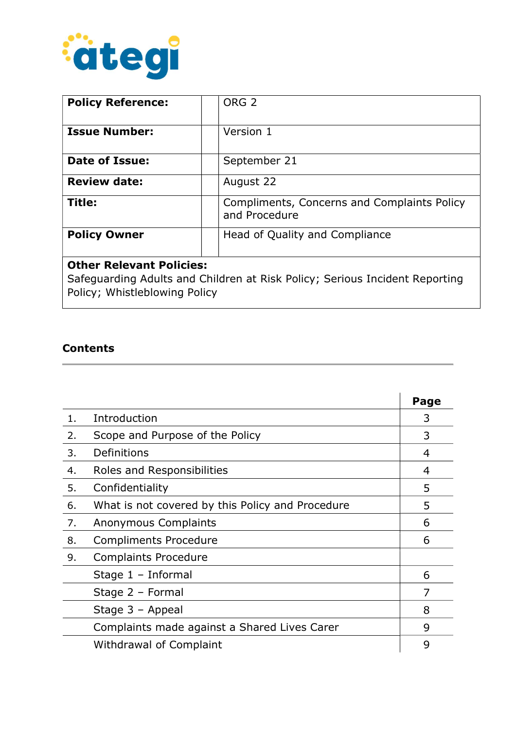ategi

| **Policy Reference:** | ORG 2 |
|---|---|
| **Issue Number:** | Version 1 |
| **Date of Issue:** | September 21 |
| **Review date:** | August 22 |
| **Title:** | Compliments, Concerns and Complaints Policy and Procedure |
| **Policy Owner** | Head of Quality and Compliance |

**Other Relevant Policies:**
Safeguarding Adults and Children at Risk Policy; Serious Incident Reporting Policy; Whistleblowing Policy

## Contents

| | | **Page** |
|---|---|---|
| 1. | Introduction | 3 |
| 2. | Scope and Purpose of the Policy | 3 |
| 3. | Definitions | 4 |
| 4. | Roles and Responsibilities | 4 |
| 5. | Confidentiality | 5 |
| 6. | What is not covered by this Policy and Procedure | 5 |
| 7. | Anonymous Complaints | 6 |
| 8. | Compliments Procedure | 6 |
| 9. | Complaints Procedure | |
| | Stage 1 – Informal | 6 |
| | Stage 2 – Formal | 7 |
| | Stage 3 – Appeal | 8 |
| | Complaints made against a Shared Lives Carer | 9 |
| | Withdrawal of Complaint | 9 |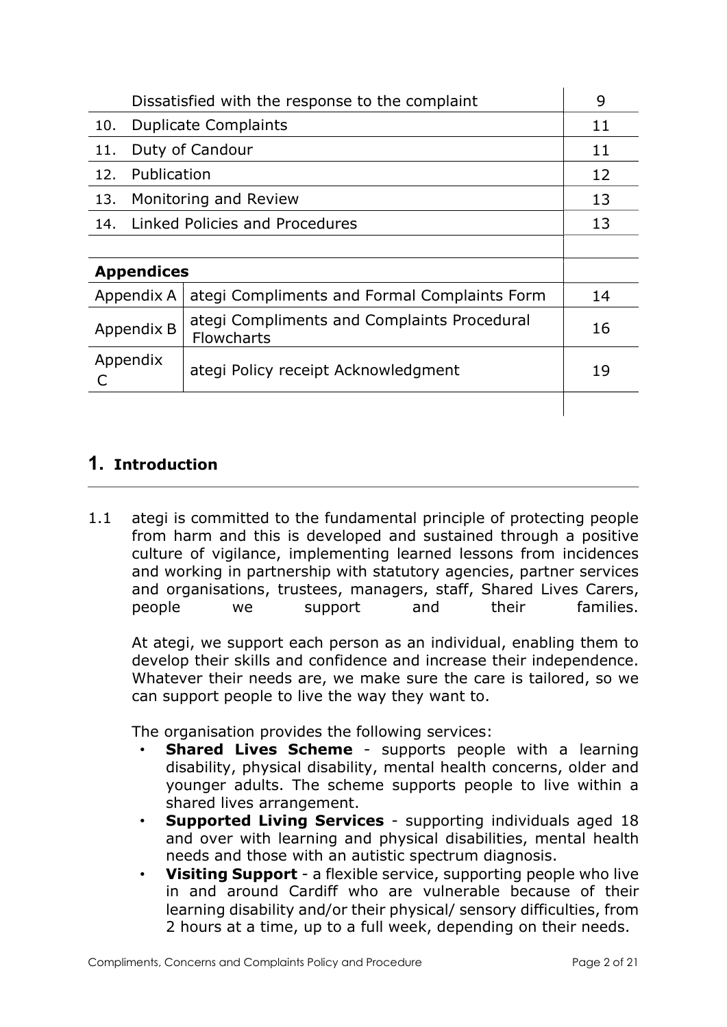| | | |
|---|---|---|
| | Dissatisfied with the response to the complaint | 9 |
| 10. | Duplicate Complaints | 11 |
| 11. | Duty of Candour | 11 |
| 12. | Publication | 12 |
| 13. | Monitoring and Review | 13 |
| 14. | Linked Policies and Procedures | 13 |
| | | |
| **Appendices** | | |
| Appendix A | ategi Compliments and Formal Complaints Form | 14 |
| Appendix B | ategi Compliments and Complaints Procedural Flowcharts | 16 |
| Appendix C | ategi Policy receipt Acknowledgment | 19 |

# 1. Introduction

1.1 ategi is committed to the fundamental principle of protecting people from harm and this is developed and sustained through a positive culture of vigilance, implementing learned lessons from incidences and working in partnership with statutory agencies, partner services and organisations, trustees, managers, staff, Shared Lives Carers, people we support and their families.

At ategi, we support each person as an individual, enabling them to develop their skills and confidence and increase their independence. Whatever their needs are, we make sure the care is tailored, so we can support people to live the way they want to.

The organisation provides the following services:

- **Shared Lives Scheme** - supports people with a learning disability, physical disability, mental health concerns, older and younger adults. The scheme supports people to live within a shared lives arrangement.
- **Supported Living Services** - supporting individuals aged 18 and over with learning and physical disabilities, mental health needs and those with an autistic spectrum diagnosis.
- **Visiting Support** - a flexible service, supporting people who live in and around Cardiff who are vulnerable because of their learning disability and/or their physical/ sensory difficulties, from 2 hours at a time, up to a full week, depending on their needs.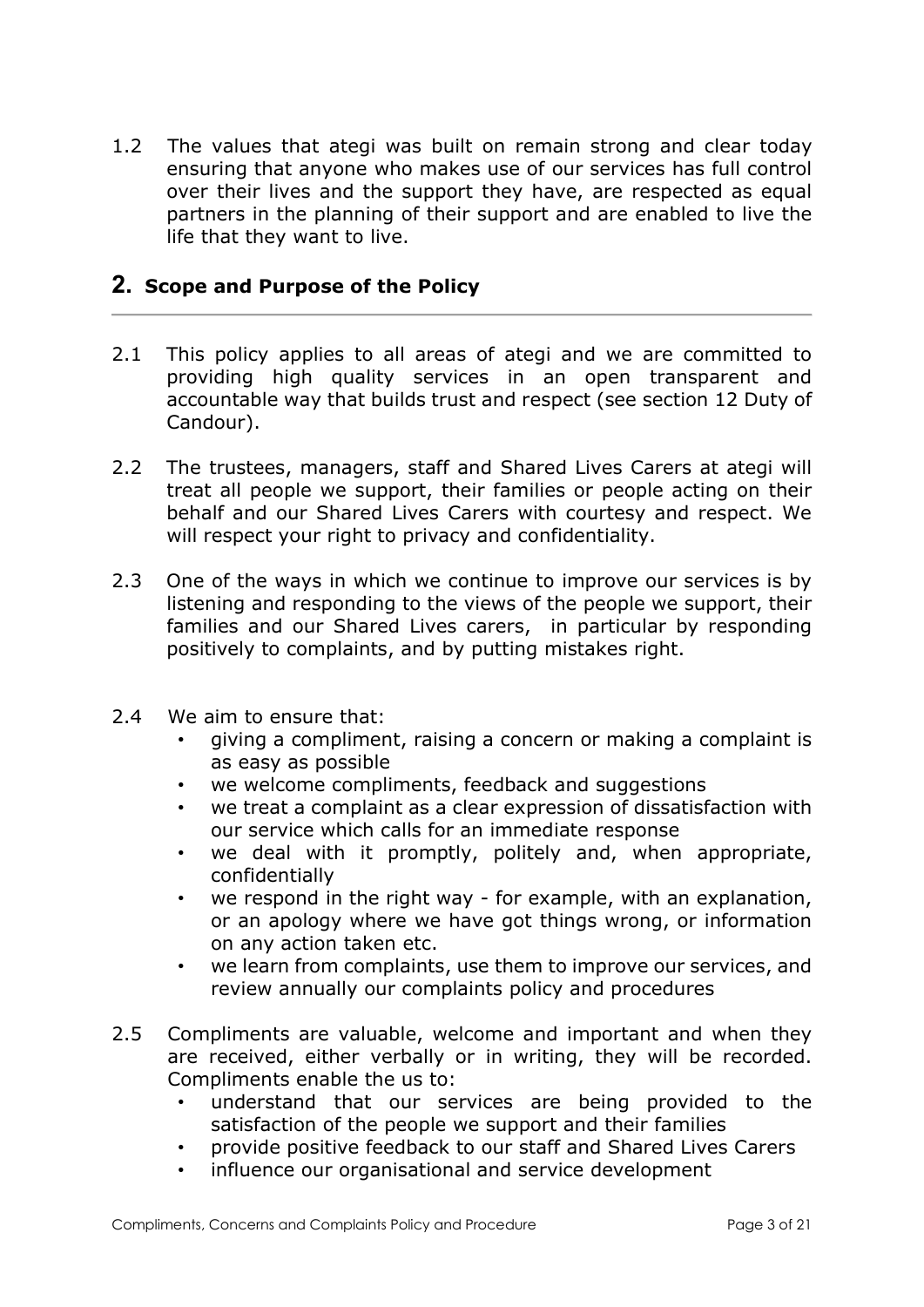1.2 The values that ategi was built on remain strong and clear today ensuring that anyone who makes use of our services has full control over their lives and the support they have, are respected as equal partners in the planning of their support and are enabled to live the life that they want to live.

## 2. Scope and Purpose of the Policy

2.1 This policy applies to all areas of ategi and we are committed to providing high quality services in an open transparent and accountable way that builds trust and respect (see section 12 Duty of Candour).

2.2 The trustees, managers, staff and Shared Lives Carers at ategi will treat all people we support, their families or people acting on their behalf and our Shared Lives Carers with courtesy and respect. We will respect your right to privacy and confidentiality.

2.3 One of the ways in which we continue to improve our services is by listening and responding to the views of the people we support, their families and our Shared Lives carers, in particular by responding positively to complaints, and by putting mistakes right.

2.4 We aim to ensure that:

- giving a compliment, raising a concern or making a complaint is as easy as possible
- we welcome compliments, feedback and suggestions
- we treat a complaint as a clear expression of dissatisfaction with our service which calls for an immediate response
- we deal with it promptly, politely and, when appropriate, confidentially
- we respond in the right way - for example, with an explanation, or an apology where we have got things wrong, or information on any action taken etc.
- we learn from complaints, use them to improve our services, and review annually our complaints policy and procedures

2.5 Compliments are valuable, welcome and important and when they are received, either verbally or in writing, they will be recorded. Compliments enable the us to:

- understand that our services are being provided to the satisfaction of the people we support and their families
- provide positive feedback to our staff and Shared Lives Carers
- influence our organisational and service development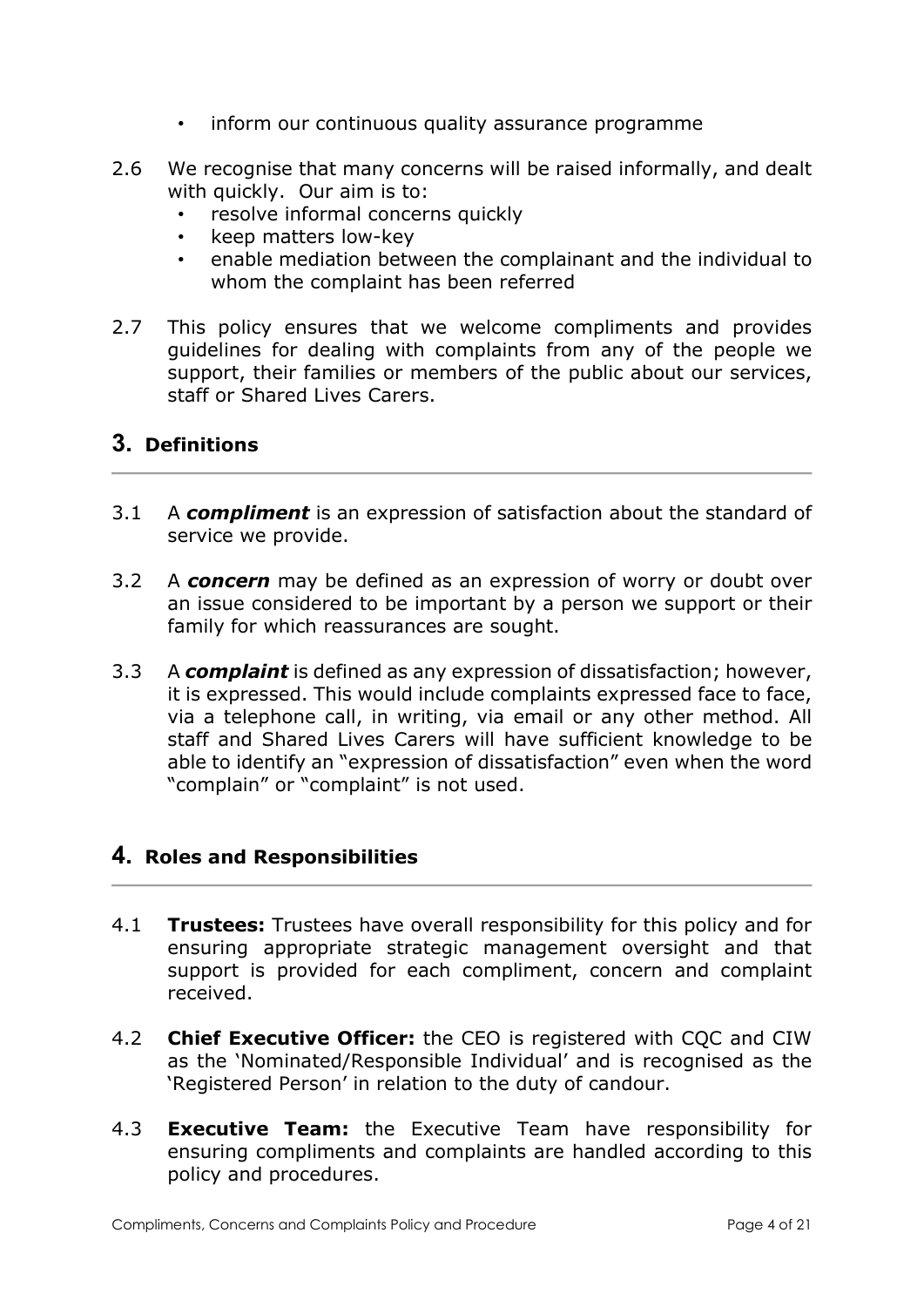- inform our continuous quality assurance programme

2.6 We recognise that many concerns will be raised informally, and dealt with quickly. Our aim is to:
   - resolve informal concerns quickly
   - keep matters low-key
   - enable mediation between the complainant and the individual to whom the complaint has been referred

2.7 This policy ensures that we welcome compliments and provides guidelines for dealing with complaints from any of the people we support, their families or members of the public about our services, staff or Shared Lives Carers.

## 3. Definitions

3.1 A ***compliment*** is an expression of satisfaction about the standard of service we provide.

3.2 A ***concern*** may be defined as an expression of worry or doubt over an issue considered to be important by a person we support or their family for which reassurances are sought.

3.3 A ***complaint*** is defined as any expression of dissatisfaction; however, it is expressed. This would include complaints expressed face to face, via a telephone call, in writing, via email or any other method. All staff and Shared Lives Carers will have sufficient knowledge to be able to identify an "expression of dissatisfaction" even when the word "complain" or "complaint" is not used.

## 4. Roles and Responsibilities

4.1 **Trustees:** Trustees have overall responsibility for this policy and for ensuring appropriate strategic management oversight and that support is provided for each compliment, concern and complaint received.

4.2 **Chief Executive Officer:** the CEO is registered with CQC and CIW as the 'Nominated/Responsible Individual' and is recognised as the 'Registered Person' in relation to the duty of candour.

4.3 **Executive Team:** the Executive Team have responsibility for ensuring compliments and complaints are handled according to this policy and procedures.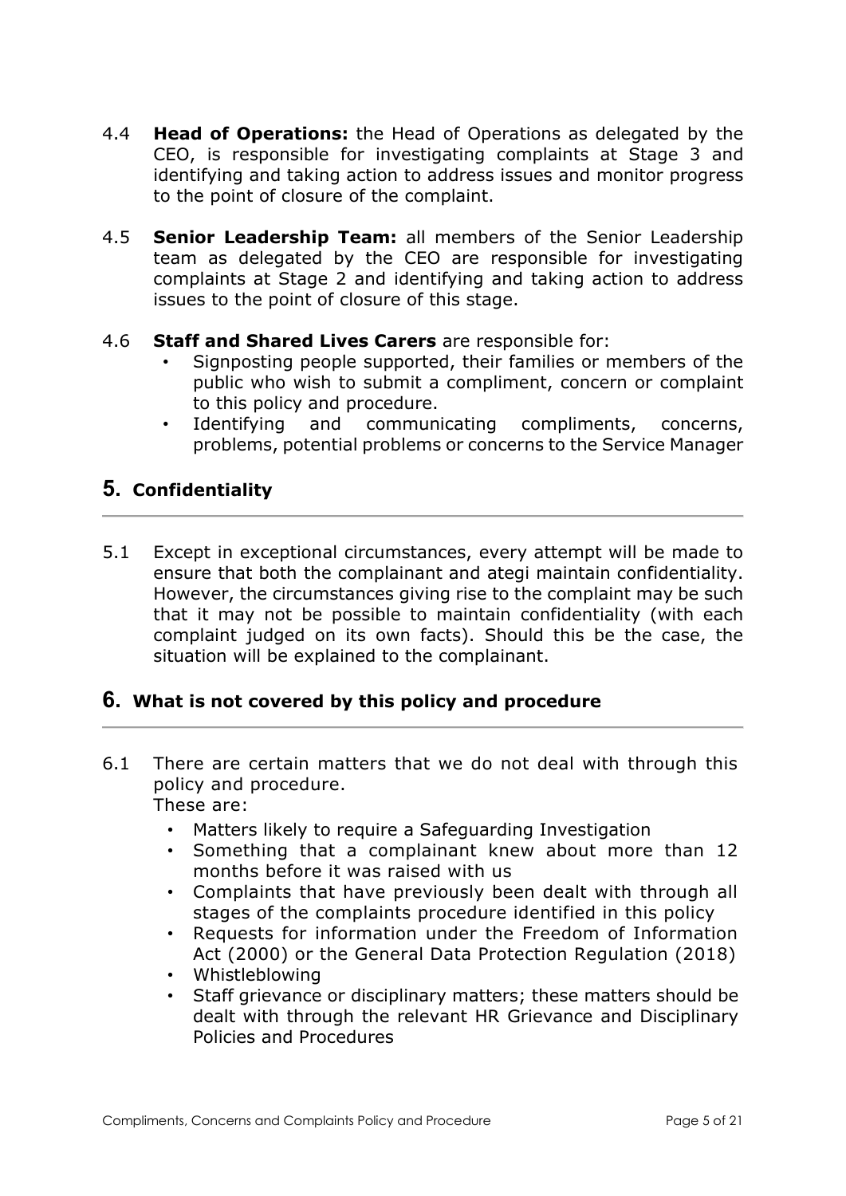4.4 **Head of Operations:** the Head of Operations as delegated by the CEO, is responsible for investigating complaints at Stage 3 and identifying and taking action to address issues and monitor progress to the point of closure of the complaint.

4.5 **Senior Leadership Team:** all members of the Senior Leadership team as delegated by the CEO are responsible for investigating complaints at Stage 2 and identifying and taking action to address issues to the point of closure of this stage.

4.6 **Staff and Shared Lives Carers** are responsible for:

- Signposting people supported, their families or members of the public who wish to submit a compliment, concern or complaint to this policy and procedure.
- Identifying and communicating compliments, concerns, problems, potential problems or concerns to the Service Manager

## 5. Confidentiality

5.1 Except in exceptional circumstances, every attempt will be made to ensure that both the complainant and ategi maintain confidentiality. However, the circumstances giving rise to the complaint may be such that it may not be possible to maintain confidentiality (with each complaint judged on its own facts). Should this be the case, the situation will be explained to the complainant.

## 6. What is not covered by this policy and procedure

6.1 There are certain matters that we do not deal with through this policy and procedure.
These are:

- Matters likely to require a Safeguarding Investigation
- Something that a complainant knew about more than 12 months before it was raised with us
- Complaints that have previously been dealt with through all stages of the complaints procedure identified in this policy
- Requests for information under the Freedom of Information Act (2000) or the General Data Protection Regulation (2018)
- Whistleblowing
- Staff grievance or disciplinary matters; these matters should be dealt with through the relevant HR Grievance and Disciplinary Policies and Procedures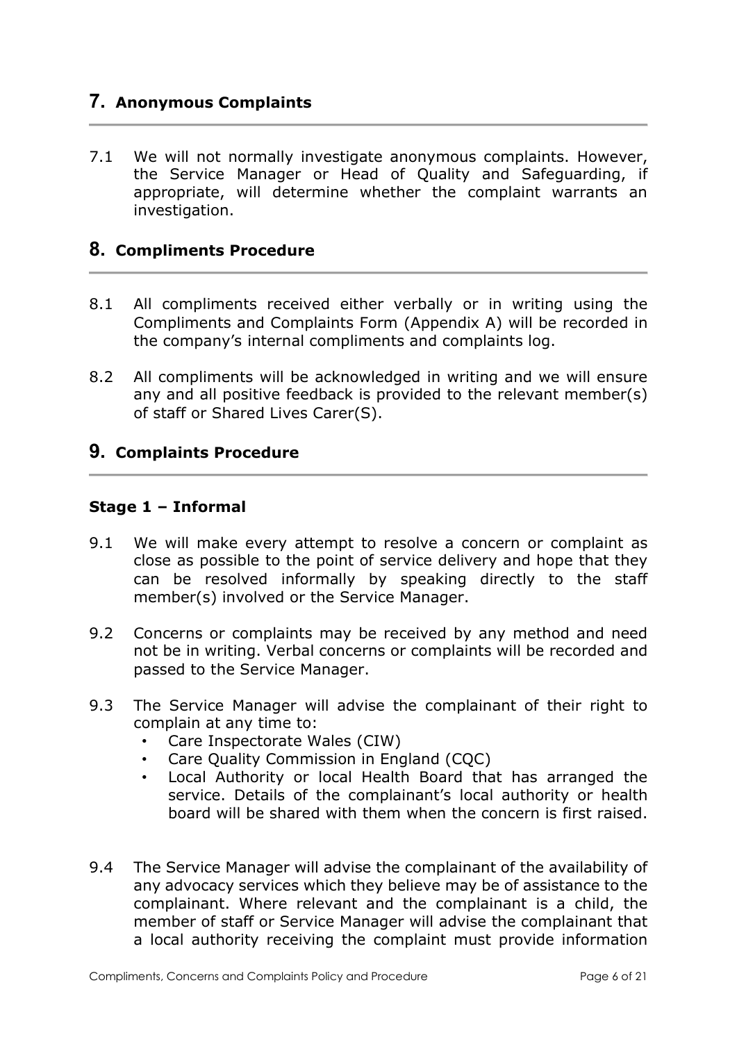## 7. Anonymous Complaints

7.1 We will not normally investigate anonymous complaints. However, the Service Manager or Head of Quality and Safeguarding, if appropriate, will determine whether the complaint warrants an investigation.

## 8. Compliments Procedure

8.1 All compliments received either verbally or in writing using the Compliments and Complaints Form (Appendix A) will be recorded in the company's internal compliments and complaints log.

8.2 All compliments will be acknowledged in writing and we will ensure any and all positive feedback is provided to the relevant member(s) of staff or Shared Lives Carer(S).

## 9. Complaints Procedure

### Stage 1 – Informal

9.1 We will make every attempt to resolve a concern or complaint as close as possible to the point of service delivery and hope that they can be resolved informally by speaking directly to the staff member(s) involved or the Service Manager.

9.2 Concerns or complaints may be received by any method and need not be in writing. Verbal concerns or complaints will be recorded and passed to the Service Manager.

9.3 The Service Manager will advise the complainant of their right to complain at any time to:

- Care Inspectorate Wales (CIW)
- Care Quality Commission in England (CQC)
- Local Authority or local Health Board that has arranged the service. Details of the complainant's local authority or health board will be shared with them when the concern is first raised.

9.4 The Service Manager will advise the complainant of the availability of any advocacy services which they believe may be of assistance to the complainant. Where relevant and the complainant is a child, the member of staff or Service Manager will advise the complainant that a local authority receiving the complaint must provide information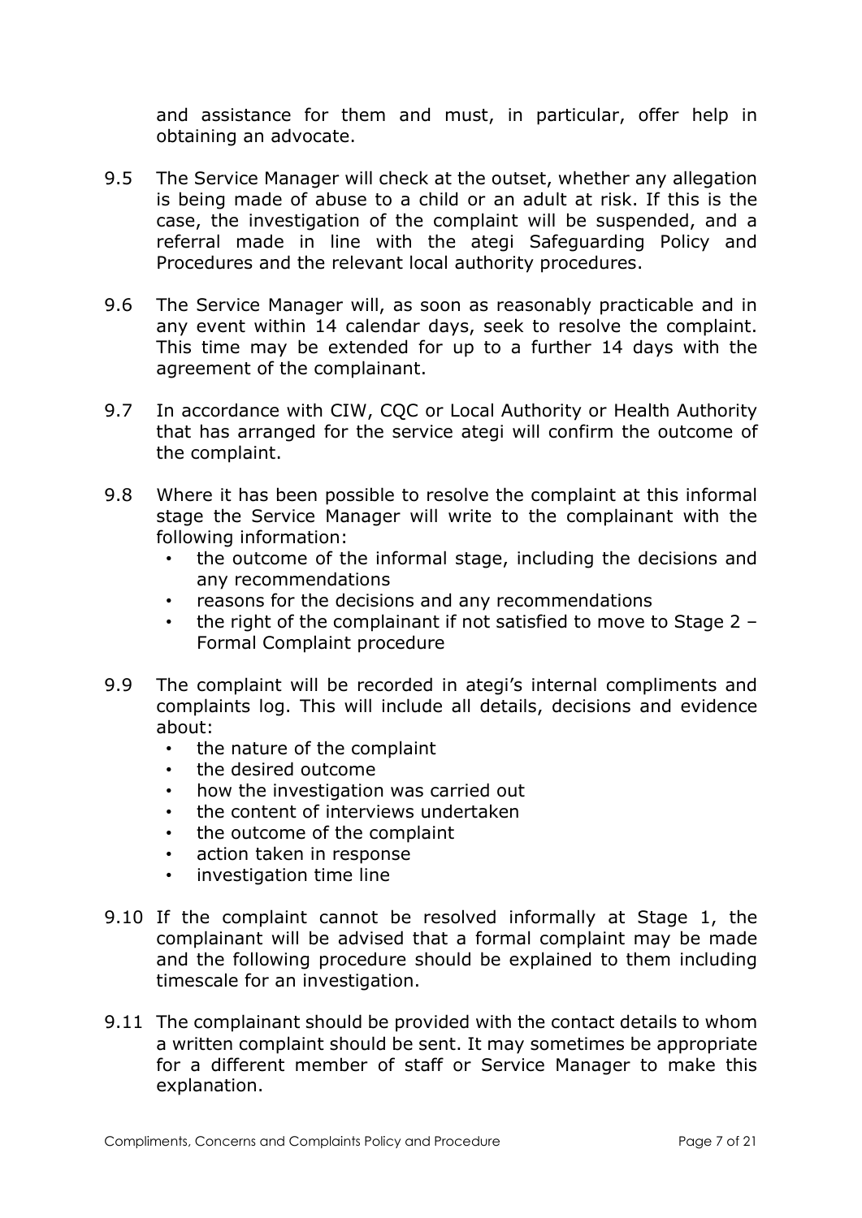and assistance for them and must, in particular, offer help in obtaining an advocate.

9.5 The Service Manager will check at the outset, whether any allegation is being made of abuse to a child or an adult at risk. If this is the case, the investigation of the complaint will be suspended, and a referral made in line with the ategi Safeguarding Policy and Procedures and the relevant local authority procedures.

9.6 The Service Manager will, as soon as reasonably practicable and in any event within 14 calendar days, seek to resolve the complaint. This time may be extended for up to a further 14 days with the agreement of the complainant.

9.7 In accordance with CIW, CQC or Local Authority or Health Authority that has arranged for the service ategi will confirm the outcome of the complaint.

9.8 Where it has been possible to resolve the complaint at this informal stage the Service Manager will write to the complainant with the following information:

- the outcome of the informal stage, including the decisions and any recommendations
- reasons for the decisions and any recommendations
- the right of the complainant if not satisfied to move to Stage 2 – Formal Complaint procedure

9.9 The complaint will be recorded in ategi's internal compliments and complaints log. This will include all details, decisions and evidence about:

- the nature of the complaint
- the desired outcome
- how the investigation was carried out
- the content of interviews undertaken
- the outcome of the complaint
- action taken in response
- investigation time line

9.10 If the complaint cannot be resolved informally at Stage 1, the complainant will be advised that a formal complaint may be made and the following procedure should be explained to them including timescale for an investigation.

9.11 The complainant should be provided with the contact details to whom a written complaint should be sent. It may sometimes be appropriate for a different member of staff or Service Manager to make this explanation.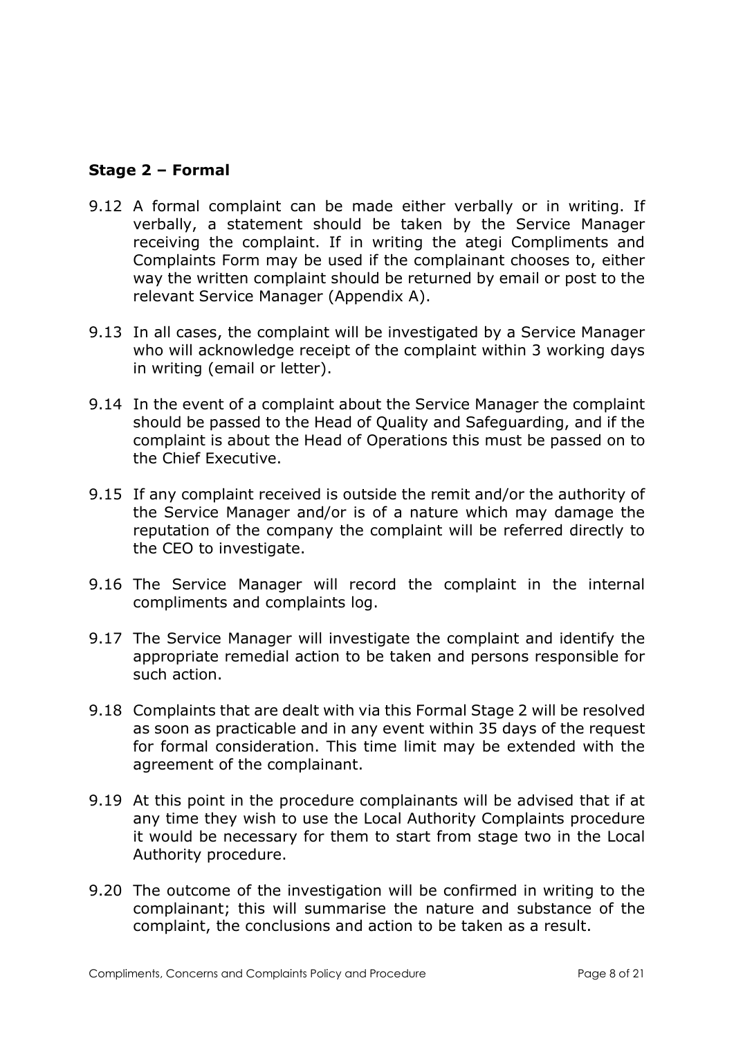### Stage 2 – Formal

9.12 A formal complaint can be made either verbally or in writing. If verbally, a statement should be taken by the Service Manager receiving the complaint. If in writing the ategi Compliments and Complaints Form may be used if the complainant chooses to, either way the written complaint should be returned by email or post to the relevant Service Manager (Appendix A).

9.13 In all cases, the complaint will be investigated by a Service Manager who will acknowledge receipt of the complaint within 3 working days in writing (email or letter).

9.14 In the event of a complaint about the Service Manager the complaint should be passed to the Head of Quality and Safeguarding, and if the complaint is about the Head of Operations this must be passed on to the Chief Executive.

9.15 If any complaint received is outside the remit and/or the authority of the Service Manager and/or is of a nature which may damage the reputation of the company the complaint will be referred directly to the CEO to investigate.

9.16 The Service Manager will record the complaint in the internal compliments and complaints log.

9.17 The Service Manager will investigate the complaint and identify the appropriate remedial action to be taken and persons responsible for such action.

9.18 Complaints that are dealt with via this Formal Stage 2 will be resolved as soon as practicable and in any event within 35 days of the request for formal consideration. This time limit may be extended with the agreement of the complainant.

9.19 At this point in the procedure complainants will be advised that if at any time they wish to use the Local Authority Complaints procedure it would be necessary for them to start from stage two in the Local Authority procedure.

9.20 The outcome of the investigation will be confirmed in writing to the complainant; this will summarise the nature and substance of the complaint, the conclusions and action to be taken as a result.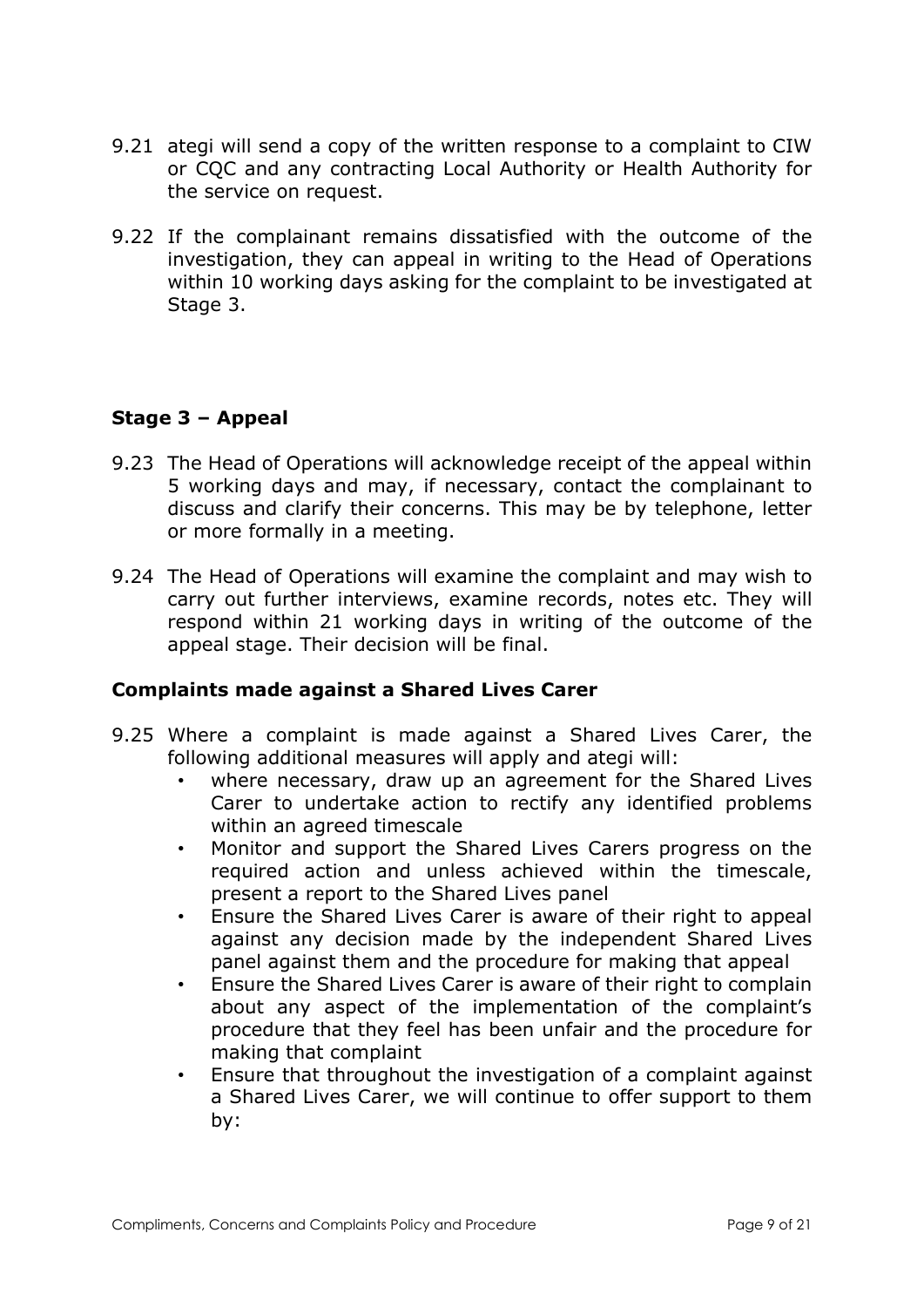9.21 ategi will send a copy of the written response to a complaint to CIW or CQC and any contracting Local Authority or Health Authority for the service on request.

9.22 If the complainant remains dissatisfied with the outcome of the investigation, they can appeal in writing to the Head of Operations within 10 working days asking for the complaint to be investigated at Stage 3.

### Stage 3 – Appeal

9.23 The Head of Operations will acknowledge receipt of the appeal within 5 working days and may, if necessary, contact the complainant to discuss and clarify their concerns. This may be by telephone, letter or more formally in a meeting.

9.24 The Head of Operations will examine the complaint and may wish to carry out further interviews, examine records, notes etc. They will respond within 21 working days in writing of the outcome of the appeal stage. Their decision will be final.

### Complaints made against a Shared Lives Carer

9.25 Where a complaint is made against a Shared Lives Carer, the following additional measures will apply and ategi will:

- where necessary, draw up an agreement for the Shared Lives Carer to undertake action to rectify any identified problems within an agreed timescale
- Monitor and support the Shared Lives Carers progress on the required action and unless achieved within the timescale, present a report to the Shared Lives panel
- Ensure the Shared Lives Carer is aware of their right to appeal against any decision made by the independent Shared Lives panel against them and the procedure for making that appeal
- Ensure the Shared Lives Carer is aware of their right to complain about any aspect of the implementation of the complaint's procedure that they feel has been unfair and the procedure for making that complaint
- Ensure that throughout the investigation of a complaint against a Shared Lives Carer, we will continue to offer support to them by: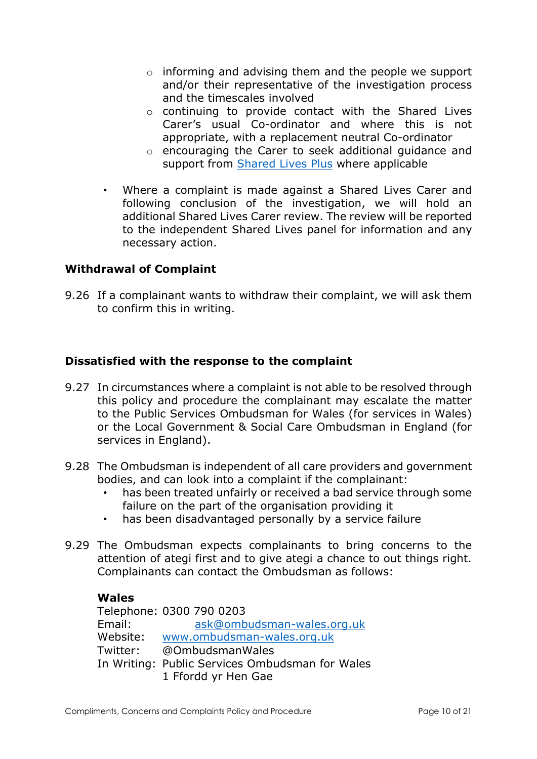- informing and advising them and the people we support and/or their representative of the investigation process and the timescales involved
    - continuing to provide contact with the Shared Lives Carer's usual Co-ordinator and where this is not appropriate, with a replacement neutral Co-ordinator
    - encouraging the Carer to seek additional guidance and support from [Shared Lives Plus](#) where applicable

- Where a complaint is made against a Shared Lives Carer and following conclusion of the investigation, we will hold an additional Shared Lives Carer review. The review will be reported to the independent Shared Lives panel for information and any necessary action.

**Withdrawal of Complaint**

9.26 If a complainant wants to withdraw their complaint, we will ask them to confirm this in writing.

**Dissatisfied with the response to the complaint**

9.27 In circumstances where a complaint is not able to be resolved through this policy and procedure the complainant may escalate the matter to the Public Services Ombudsman for Wales (for services in Wales) or the Local Government & Social Care Ombudsman in England (for services in England).

9.28 The Ombudsman is independent of all care providers and government bodies, and can look into a complaint if the complainant:
- has been treated unfairly or received a bad service through some failure on the part of the organisation providing it
- has been disadvantaged personally by a service failure

9.29 The Ombudsman expects complainants to bring concerns to the attention of ategi first and to give ategi a chance to out things right. Complainants can contact the Ombudsman as follows:

**Wales**

Telephone: 0300 790 0203
Email: ask@ombudsman-wales.org.uk
Website: www.ombudsman-wales.org.uk
Twitter: @OmbudsmanWales
In Writing: Public Services Ombudsman for Wales
1 Ffordd yr Hen Gae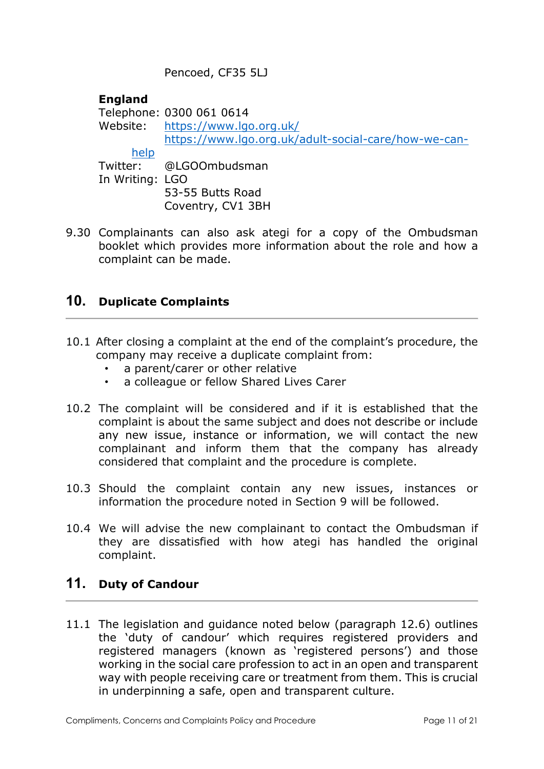Pencoed, CF35 5LJ

**England**

Telephone: 0300 061 0614
Website: https://www.lgo.org.uk/
https://www.lgo.org.uk/adult-social-care/how-we-can-help
Twitter: @LGOOmbudsman
In Writing: LGO
53-55 Butts Road
Coventry, CV1 3BH

9.30 Complainants can also ask ategi for a copy of the Ombudsman booklet which provides more information about the role and how a complaint can be made.

## 10. Duplicate Complaints

10.1 After closing a complaint at the end of the complaint's procedure, the company may receive a duplicate complaint from:

- a parent/carer or other relative
- a colleague or fellow Shared Lives Carer

10.2 The complaint will be considered and if it is established that the complaint is about the same subject and does not describe or include any new issue, instance or information, we will contact the new complainant and inform them that the company has already considered that complaint and the procedure is complete.

10.3 Should the complaint contain any new issues, instances or information the procedure noted in Section 9 will be followed.

10.4 We will advise the new complainant to contact the Ombudsman if they are dissatisfied with how ategi has handled the original complaint.

## 11. Duty of Candour

11.1 The legislation and guidance noted below (paragraph 12.6) outlines the 'duty of candour' which requires registered providers and registered managers (known as 'registered persons') and those working in the social care profession to act in an open and transparent way with people receiving care or treatment from them. This is crucial in underpinning a safe, open and transparent culture.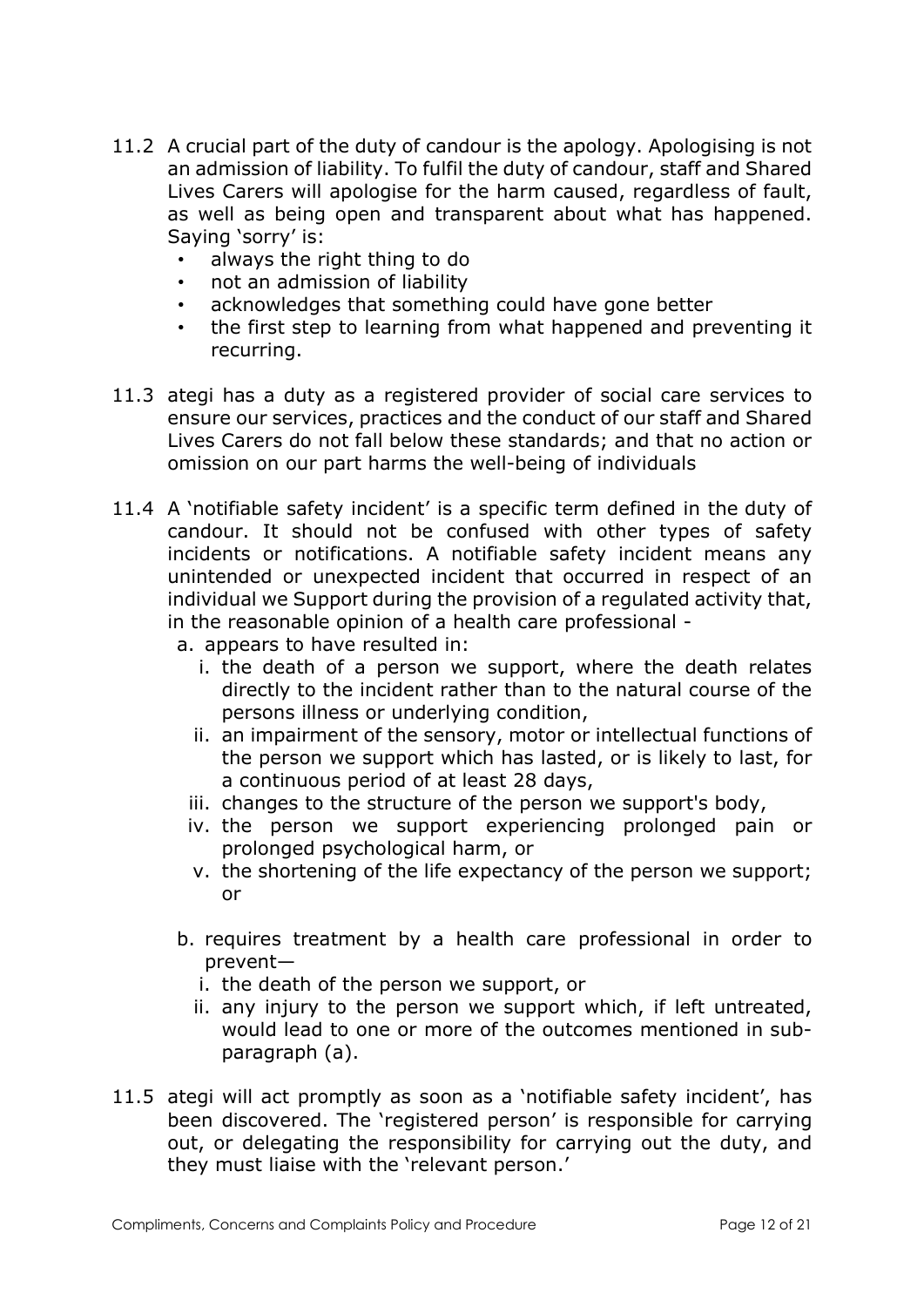11.2 A crucial part of the duty of candour is the apology. Apologising is not an admission of liability. To fulfil the duty of candour, staff and Shared Lives Carers will apologise for the harm caused, regardless of fault, as well as being open and transparent about what has happened. Saying 'sorry' is:

- always the right thing to do
- not an admission of liability
- acknowledges that something could have gone better
- the first step to learning from what happened and preventing it recurring.

11.3 ategi has a duty as a registered provider of social care services to ensure our services, practices and the conduct of our staff and Shared Lives Carers do not fall below these standards; and that no action or omission on our part harms the well-being of individuals

11.4 A 'notifiable safety incident' is a specific term defined in the duty of candour. It should not be confused with other types of safety incidents or notifications. A notifiable safety incident means any unintended or unexpected incident that occurred in respect of an individual we Support during the provision of a regulated activity that, in the reasonable opinion of a health care professional -

   a. appears to have resulted in:
      i. the death of a person we support, where the death relates directly to the incident rather than to the natural course of the persons illness or underlying condition,
      ii. an impairment of the sensory, motor or intellectual functions of the person we support which has lasted, or is likely to last, for a continuous period of at least 28 days,
      iii. changes to the structure of the person we support's body,
      iv. the person we support experiencing prolonged pain or prolonged psychological harm, or
      v. the shortening of the life expectancy of the person we support; or

   b. requires treatment by a health care professional in order to prevent—
      i. the death of the person we support, or
      ii. any injury to the person we support which, if left untreated, would lead to one or more of the outcomes mentioned in sub-paragraph (a).

11.5 ategi will act promptly as soon as a 'notifiable safety incident', has been discovered. The 'registered person' is responsible for carrying out, or delegating the responsibility for carrying out the duty, and they must liaise with the 'relevant person.'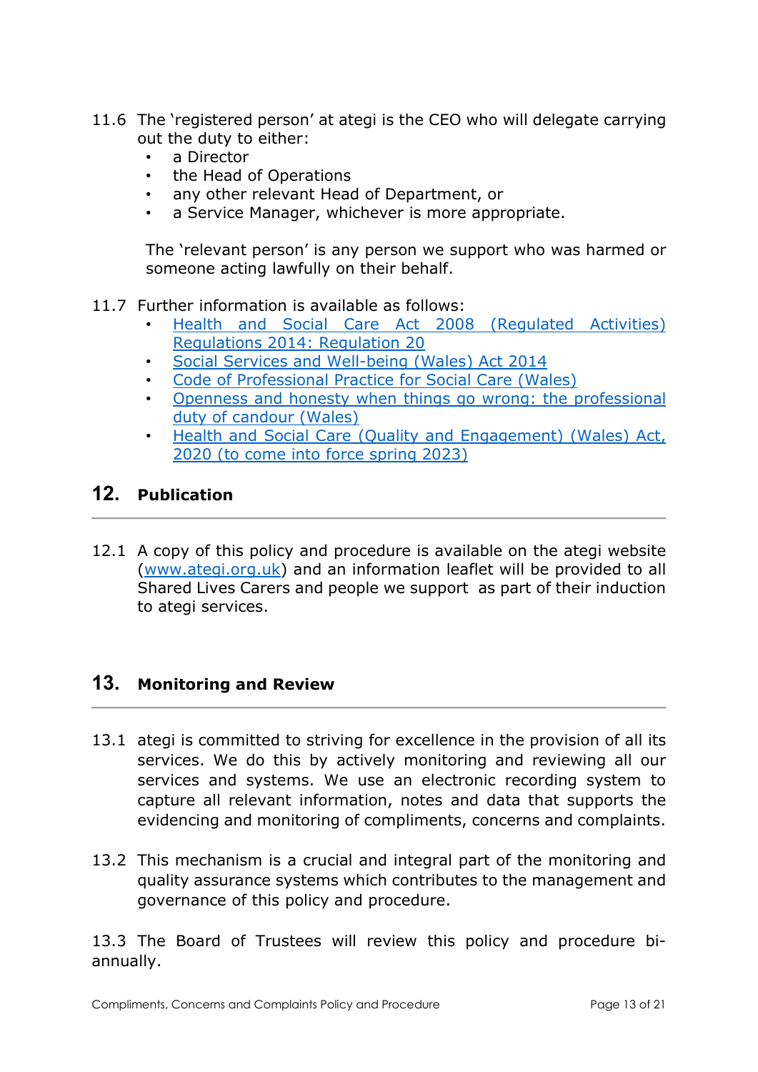11.6 The 'registered person' at ategi is the CEO who will delegate carrying out the duty to either:

- a Director
- the Head of Operations
- any other relevant Head of Department, or
- a Service Manager, whichever is more appropriate.

The 'relevant person' is any person we support who was harmed or someone acting lawfully on their behalf.

11.7 Further information is available as follows:

- Health and Social Care Act 2008 (Regulated Activities) Regulations 2014: Regulation 20
- Social Services and Well-being (Wales) Act 2014
- Code of Professional Practice for Social Care (Wales)
- Openness and honesty when things go wrong: the professional duty of candour (Wales)
- Health and Social Care (Quality and Engagement) (Wales) Act, 2020 (to come into force spring 2023)

## 12. Publication

12.1 A copy of this policy and procedure is available on the ategi website (www.ategi.org.uk) and an information leaflet will be provided to all Shared Lives Carers and people we support as part of their induction to ategi services.

## 13. Monitoring and Review

13.1 ategi is committed to striving for excellence in the provision of all its services. We do this by actively monitoring and reviewing all our services and systems. We use an electronic recording system to capture all relevant information, notes and data that supports the evidencing and monitoring of compliments, concerns and complaints.

13.2 This mechanism is a crucial and integral part of the monitoring and quality assurance systems which contributes to the management and governance of this policy and procedure.

13.3 The Board of Trustees will review this policy and procedure bi-annually.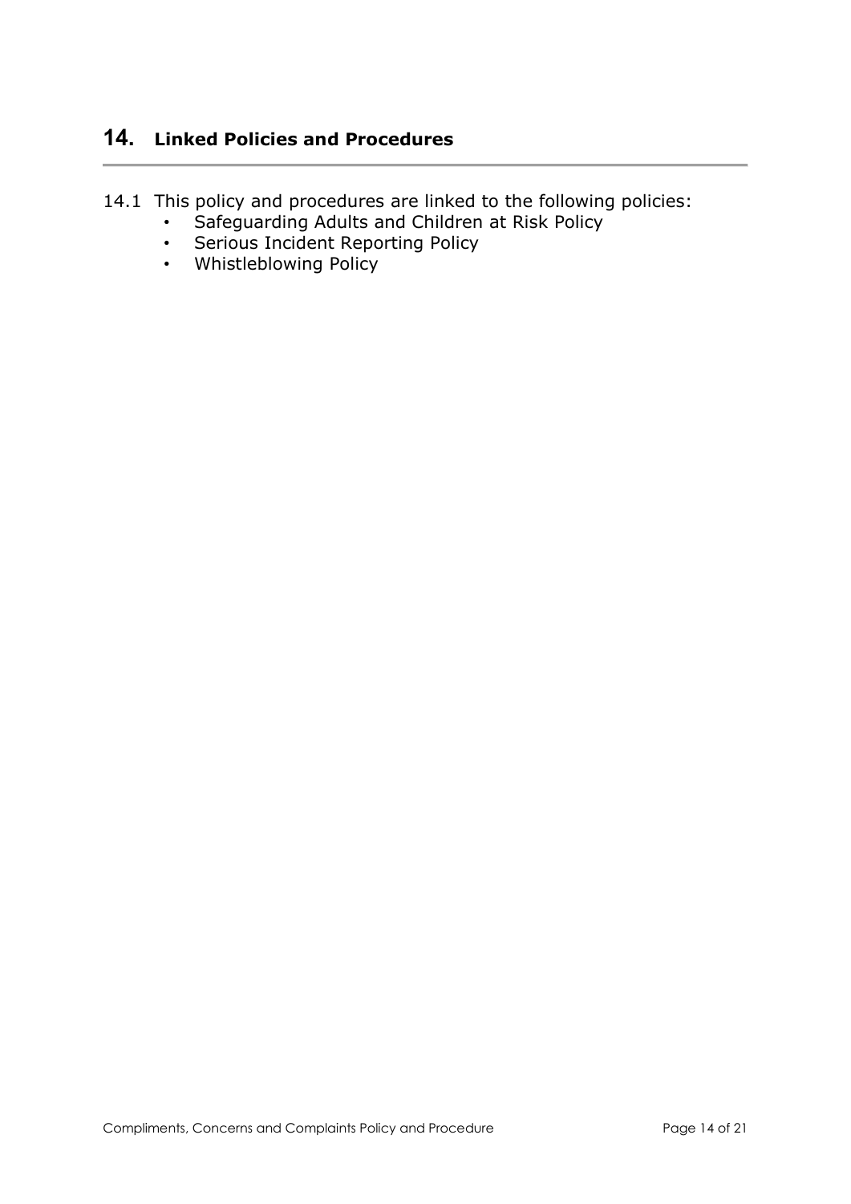## 14. Linked Policies and Procedures

14.1 This policy and procedures are linked to the following policies:

- Safeguarding Adults and Children at Risk Policy
- Serious Incident Reporting Policy
- Whistleblowing Policy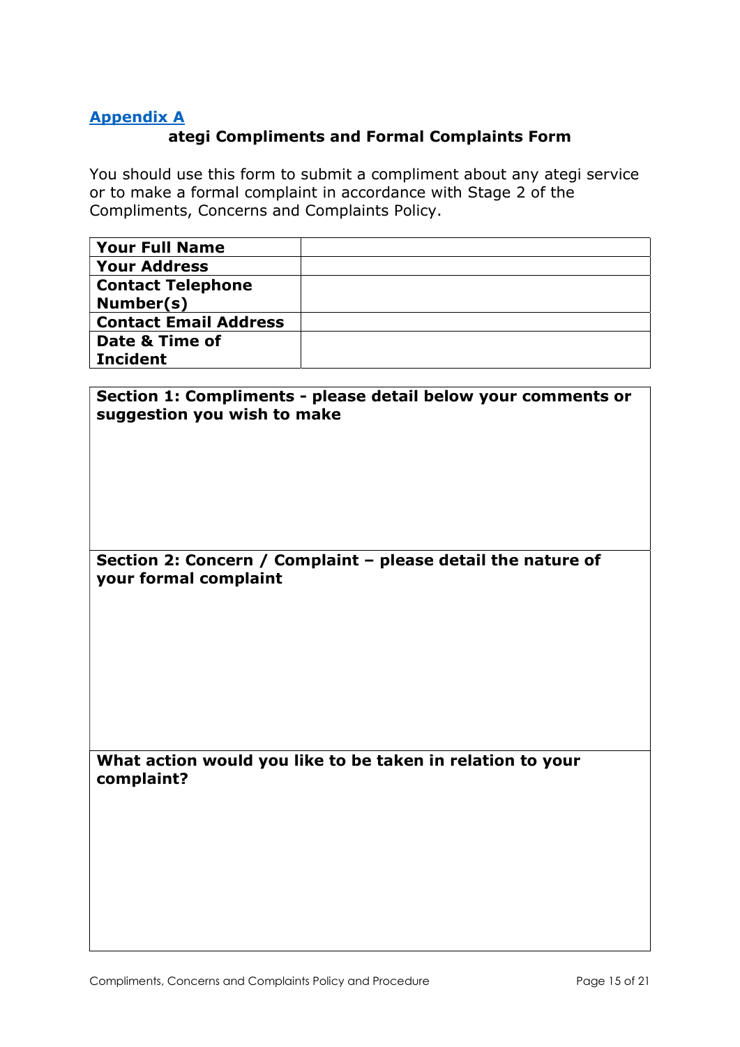## Appendix A

**ategi Compliments and Formal Complaints Form**

You should use this form to submit a compliment about any ategi service or to make a formal complaint in accordance with Stage 2 of the Compliments, Concerns and Complaints Policy.

| **Your Full Name** | |
|---|---|
| **Your Address** | |
| **Contact Telephone Number(s)** | |
| **Contact Email Address** | |
| **Date & Time of Incident** | |

| **Section 1: Compliments - please detail below your comments or suggestion you wish to make** |
|---|
| |
| **Section 2: Concern / Complaint – please detail the nature of your formal complaint** |
| |
| **What action would you like to be taken in relation to your complaint?** |
| |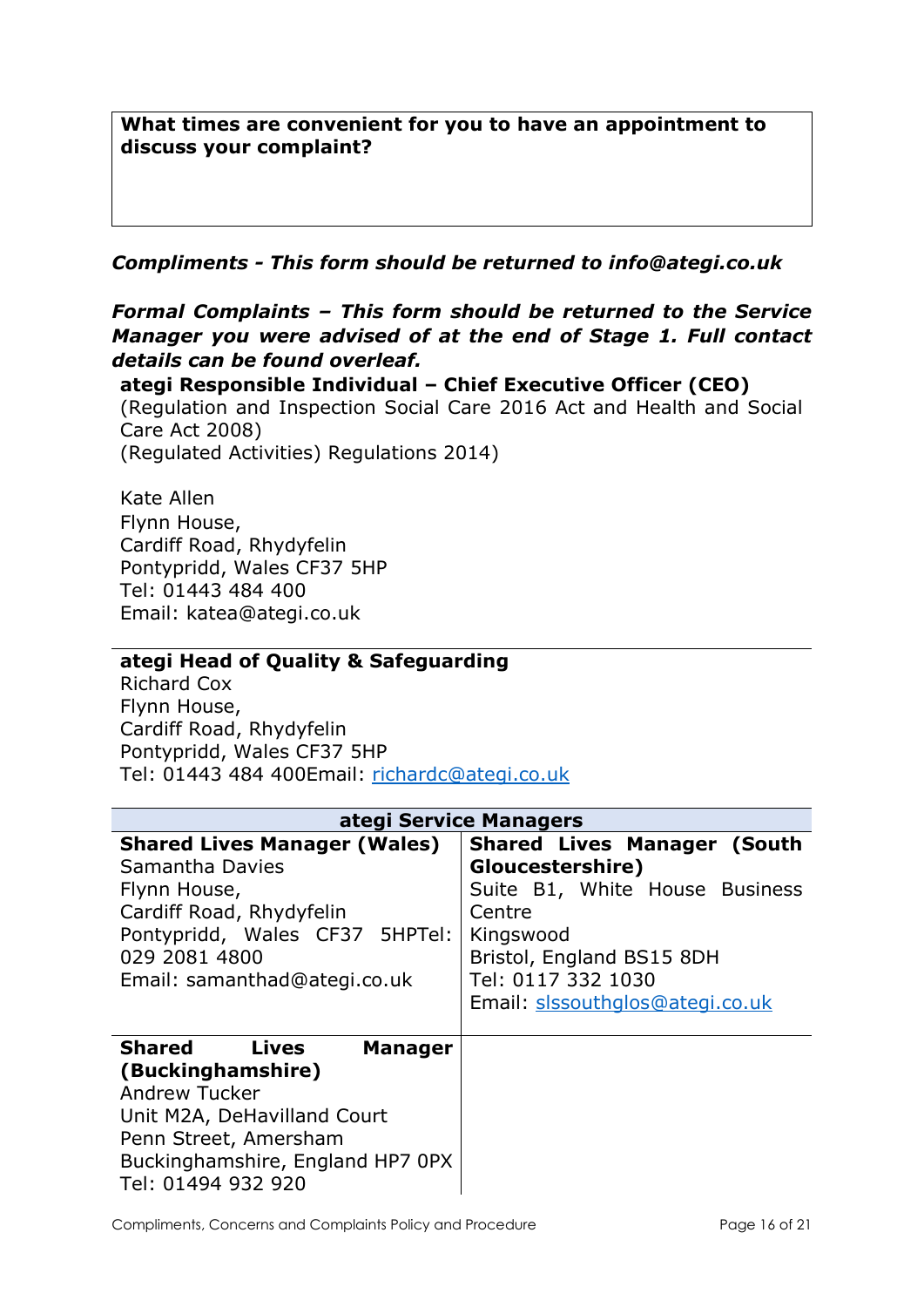| **What times are convenient for you to have an appointment to discuss your complaint?** |
|---|
| |

***Compliments - This form should be returned to info@ategi.co.uk***

***Formal Complaints – This form should be returned to the Service Manager you were advised of at the end of Stage 1. Full contact details can be found overleaf.***

**ategi Responsible Individual – Chief Executive Officer (CEO)**
(Regulation and Inspection Social Care 2016 Act and Health and Social Care Act 2008)
(Regulated Activities) Regulations 2014)

Kate Allen
Flynn House,
Cardiff Road, Rhydyfelin
Pontypridd, Wales CF37 5HP
Tel: 01443 484 400
Email: katea@ategi.co.uk

**ategi Head of Quality & Safeguarding**
Richard Cox
Flynn House,
Cardiff Road, Rhydyfelin
Pontypridd, Wales CF37 5HP
Tel: 01443 484 400Email: richardc@ategi.co.uk

| **ategi Service Managers** | |
|---|---|
| **Shared Lives Manager (Wales)**<br>Samantha Davies<br>Flynn House,<br>Cardiff Road, Rhydyfelin<br>Pontypridd, Wales CF37 5HPTel: 029 2081 4800<br>Email: samanthad@ategi.co.uk | **Shared Lives Manager (South Gloucestershire)**<br>Suite B1, White House Business Centre<br>Kingswood<br>Bristol, England BS15 8DH<br>Tel: 0117 332 1030<br>Email: slssouthglos@ategi.co.uk |
| **Shared Lives Manager (Buckinghamshire)**<br>Andrew Tucker<br>Unit M2A, DeHavilland Court<br>Penn Street, Amersham<br>Buckinghamshire, England HP7 0PX<br>Tel: 01494 932 920 | |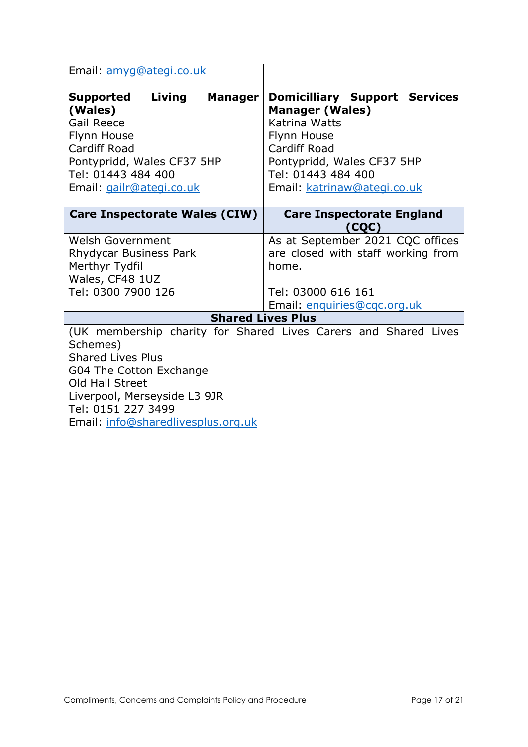| Email: amyg@ategi.co.uk | |
|---|---|
| **Supported Living Manager (Wales)**<br>Gail Reece<br>Flynn House<br>Cardiff Road<br>Pontypridd, Wales CF37 5HP<br>Tel: 01443 484 400<br>Email: gailr@ategi.co.uk | **Domicilliary Support Services Manager (Wales)**<br>Katrina Watts<br>Flynn House<br>Cardiff Road<br>Pontypridd, Wales CF37 5HP<br>Tel: 01443 484 400<br>Email: katrinaw@ategi.co.uk |

| Care Inspectorate Wales (CIW) | Care Inspectorate England (CQC) |
|---|---|
| Welsh Government<br>Rhydycar Business Park<br>Merthyr Tydfil<br>Wales, CF48 1UZ<br>Tel: 0300 7900 126 | As at September 2021 CQC offices are closed with staff working from home.<br><br>Tel: 03000 616 161<br>Email: enquiries@cqc.org.uk |

| Shared Lives Plus |
|---|
| (UK membership charity for Shared Lives Carers and Shared Lives Schemes)<br>Shared Lives Plus<br>G04 The Cotton Exchange<br>Old Hall Street<br>Liverpool, Merseyside L3 9JR<br>Tel: 0151 227 3499<br>Email: info@sharedlivesplus.org.uk |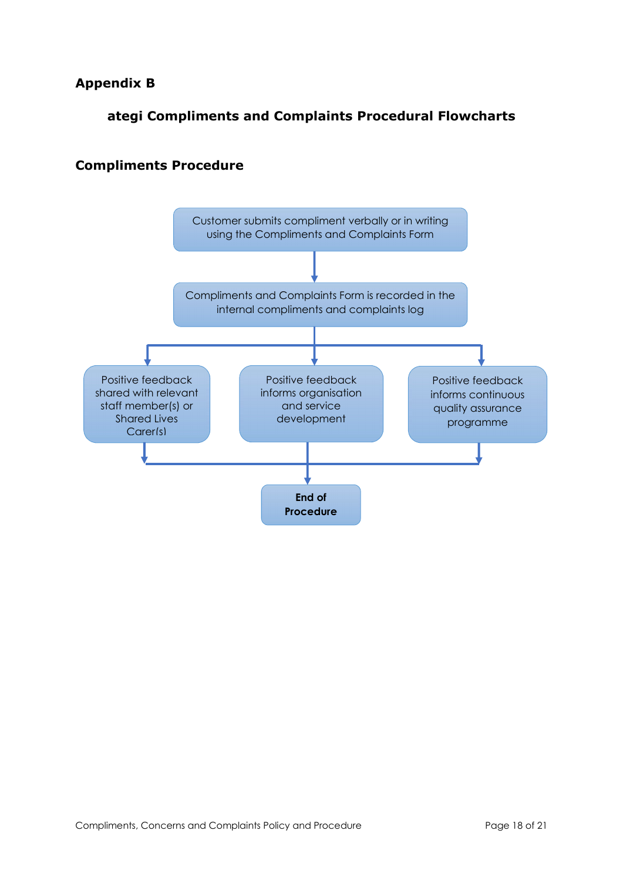## Appendix B

### ategi Compliments and Complaints Procedural Flowcharts

### Compliments Procedure

Customer submits compliment verbally or in writing using the Compliments and Complaints Form

↓

Compliments and Complaints Form is recorded in the internal compliments and complaints log

↓

- Positive feedback shared with relevant staff member(s) or Shared Lives Carer(s)
- Positive feedback informs organisation and service development
- Positive feedback informs continuous quality assurance programme

↓

**End of Procedure**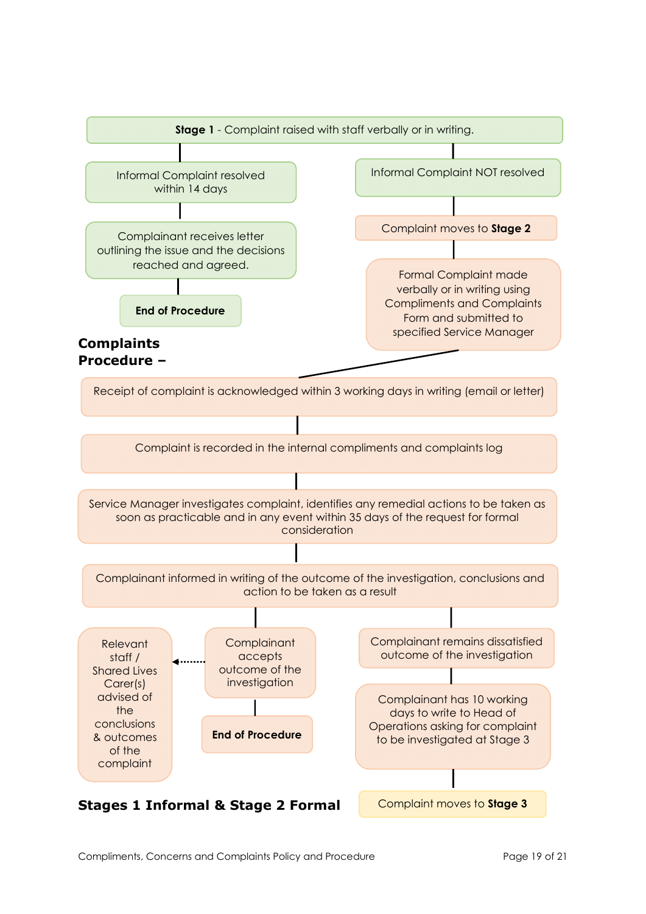**Stage 1** - Complaint raised with staff verbally or in writing.

Informal Complaint resolved within 14 days

Complainant receives letter outlining the issue and the decisions reached and agreed.

**End of Procedure**

Informal Complaint NOT resolved

Complaint moves to **Stage 2**

Formal Complaint made verbally or in writing using Compliments and Complaints Form and submitted to specified Service Manager

## Complaints Procedure –

Receipt of complaint is acknowledged within 3 working days in writing (email or letter)

Complaint is recorded in the internal compliments and complaints log

Service Manager investigates complaint, identifies any remedial actions to be taken as soon as practicable and in any event within 35 days of the request for formal consideration

Complainant informed in writing of the outcome of the investigation, conclusions and action to be taken as a result

Complainant accepts outcome of the investigation

Relevant staff / Shared Lives Carer(s) advised of the conclusions & outcomes of the complaint

**End of Procedure**

Complainant remains dissatisfied outcome of the investigation

Complainant has 10 working days to write to Head of Operations asking for complaint to be investigated at Stage 3

Complaint moves to **Stage 3**

## Stages 1 Informal & Stage 2 Formal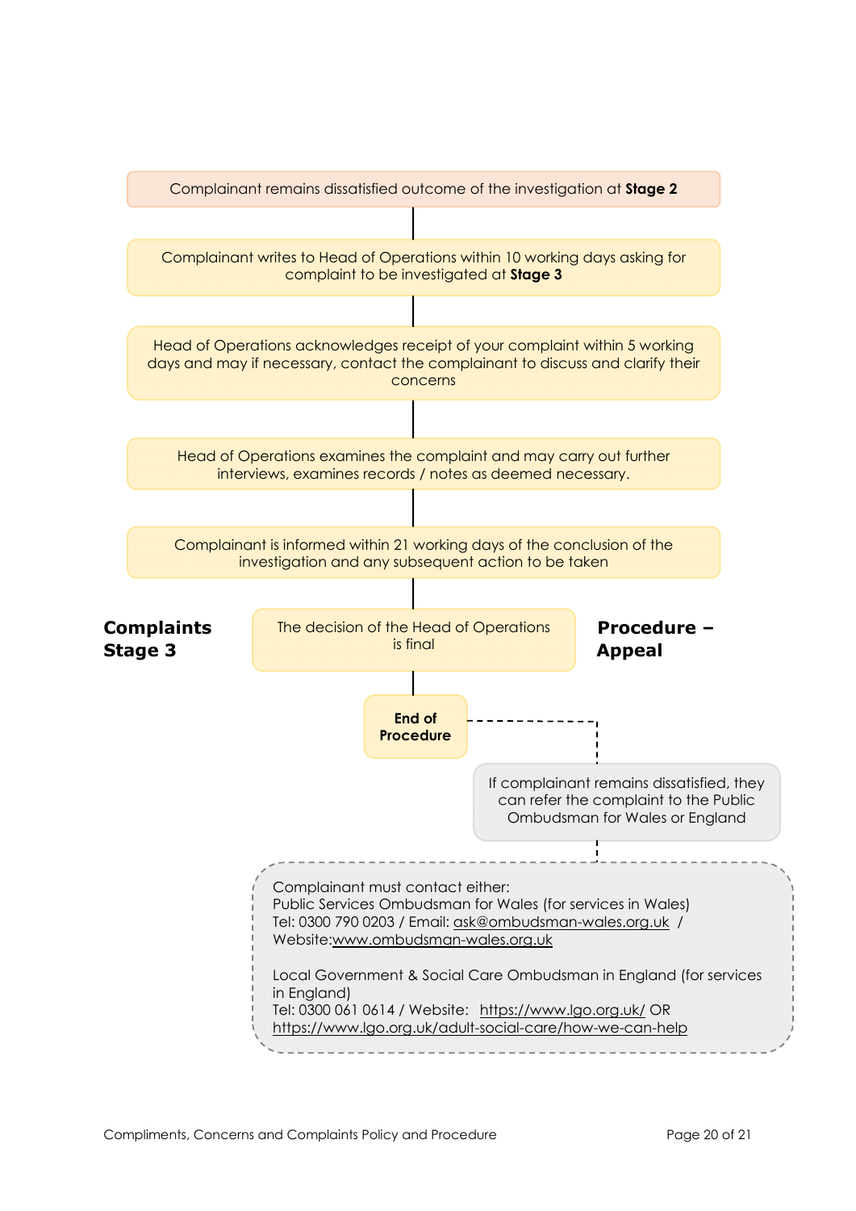## Complaints Stage 3 Procedure – Appeal

Complainant remains dissatisfied outcome of the investigation at **Stage 2**

↓

Complainant writes to Head of Operations within 10 working days asking for complaint to be investigated at **Stage 3**

↓

Head of Operations acknowledges receipt of your complaint within 5 working days and may if necessary, contact the complainant to discuss and clarify their concerns

↓

Head of Operations examines the complaint and may carry out further interviews, examines records / notes as deemed necessary.

↓

Complainant is informed within 21 working days of the conclusion of the investigation and any subsequent action to be taken

↓

The decision of the Head of Operations is final

↓

**End of Procedure**

If complainant remains dissatisfied, they can refer the complaint to the Public Ombudsman for Wales or England

Complainant must contact either:
Public Services Ombudsman for Wales (for services in Wales)
Tel: 0300 790 0203 / Email: ask@ombudsman-wales.org.uk /
Website:www.ombudsman-wales.org.uk

Local Government & Social Care Ombudsman in England (for services in England)
Tel: 0300 061 0614 / Website: https://www.lgo.org.uk/ OR
https://www.lgo.org.uk/adult-social-care/how-we-can-help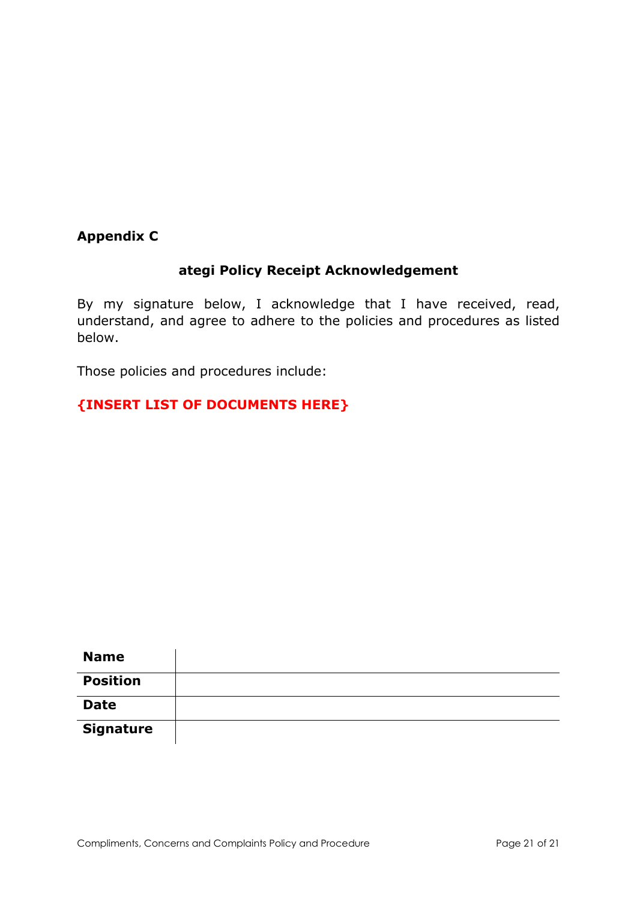**Appendix C**

**ategi Policy Receipt Acknowledgement**

By my signature below, I acknowledge that I have received, read, understand, and agree to adhere to the policies and procedures as listed below.

Those policies and procedures include:

**{INSERT LIST OF DOCUMENTS HERE}**

| | |
|---|---|
| **Name** | |
| **Position** | |
| **Date** | |
| **Signature** | |